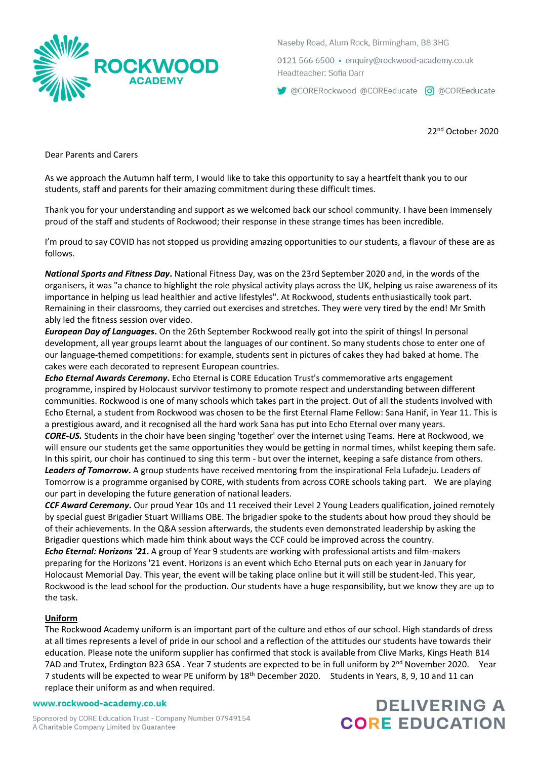**ROCKWOOD ACADEMY**

Naseby Road, Alum Rock, Birmingham, B8 3HG

0121 566 6500 • enquiry@rockwood-academy.co.uk

Headteacher: Sofia Darr

@CORERockwood @COREeducate @COREeducate

22nd October 2020

Dear Parents and Carers

As we approach the Autumn half term, I would like to take this opportunity to say a heartfelt thank you to our students, staff and parents for their amazing commitment during these difficult times.

Thank you for your understanding and support as we welcomed back our school community. I have been immensely proud of the staff and students of Rockwood; their response in these strange times has been incredible.

I'm proud to say COVID has not stopped us providing amazing opportunities to our students, a flavour of these are as follows.

***National Sports and Fitness Day*.** National Fitness Day, was on the 23rd September 2020 and, in the words of the organisers, it was "a chance to highlight the role physical activity plays across the UK, helping us raise awareness of its importance in helping us lead healthier and active lifestyles". At Rockwood, students enthusiastically took part. Remaining in their classrooms, they carried out exercises and stretches. They were very tired by the end! Mr Smith ably led the fitness session over video.

***European Day of Languages*.** On the 26th September Rockwood really got into the spirit of things! In personal development, all year groups learnt about the languages of our continent. So many students chose to enter one of our language-themed competitions: for example, students sent in pictures of cakes they had baked at home. The cakes were each decorated to represent European countries.

***Echo Eternal Awards Ceremony*.** Echo Eternal is CORE Education Trust's commemorative arts engagement programme, inspired by Holocaust survivor testimony to promote respect and understanding between different communities. Rockwood is one of many schools which takes part in the project. Out of all the students involved with Echo Eternal, a student from Rockwood was chosen to be the first Eternal Flame Fellow: Sana Hanif, in Year 11. This is a prestigious award, and it recognised all the hard work Sana has put into Echo Eternal over many years.

***CORE-US.*** Students in the choir have been singing 'together' over the internet using Teams. Here at Rockwood, we will ensure our students get the same opportunities they would be getting in normal times, whilst keeping them safe. In this spirit, our choir has continued to sing this term - but over the internet, keeping a safe distance from others.

***Leaders of Tomorrow*.** A group students have received mentoring from the inspirational Fela Lufadeju. Leaders of Tomorrow is a programme organised by CORE, with students from across CORE schools taking part. We are playing our part in developing the future generation of national leaders.

***CCF Award Ceremony*.** Our proud Year 10s and 11 received their Level 2 Young Leaders qualification, joined remotely by special guest Brigadier Stuart Williams OBE. The brigadier spoke to the students about how proud they should be of their achievements. In the Q&A session afterwards, the students even demonstrated leadership by asking the Brigadier questions which made him think about ways the CCF could be improved across the country.

***Echo Eternal: Horizons '21*.** A group of Year 9 students are working with professional artists and film-makers preparing for the Horizons '21 event. Horizons is an event which Echo Eternal puts on each year in January for Holocaust Memorial Day. This year, the event will be taking place online but it will still be student-led. This year, Rockwood is the lead school for the production. Our students have a huge responsibility, but we know they are up to the task.

**Uniform**

The Rockwood Academy uniform is an important part of the culture and ethos of our school. High standards of dress at all times represents a level of pride in our school and a reflection of the attitudes our students have towards their education. Please note the uniform supplier has confirmed that stock is available from Clive Marks, Kings Heath B14 7AD and Trutex, Erdington B23 6SA . Year 7 students are expected to be in full uniform by 2nd November 2020. Year 7 students will be expected to wear PE uniform by 18th December 2020. Students in Years, 8, 9, 10 and 11 can replace their uniform as and when required.

www.rockwood-academy.co.uk

Sponsored by CORE Education Trust - Company Number 07949154
A Charitable Company Limited by Guarantee

DELIVERING A CORE EDUCATION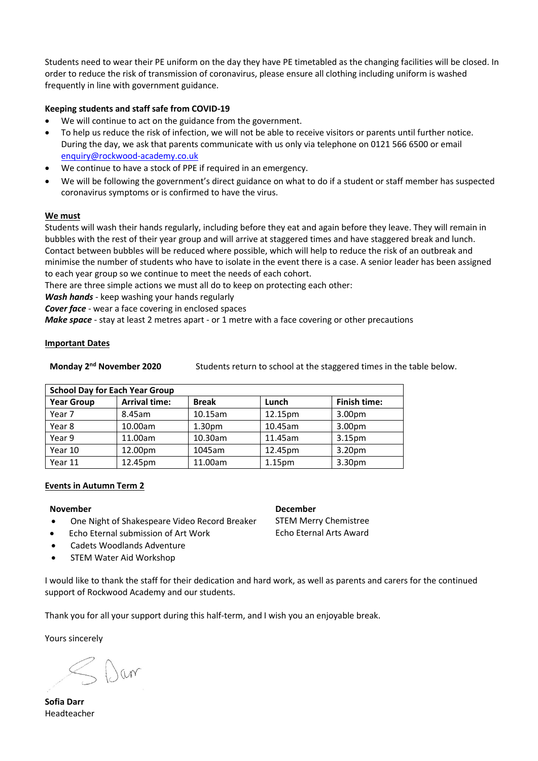Students need to wear their PE uniform on the day they have PE timetabled as the changing facilities will be closed. In order to reduce the risk of transmission of coronavirus, please ensure all clothing including uniform is washed frequently in line with government guidance.

**Keeping students and staff safe from COVID-19**

- We will continue to act on the guidance from the government.
- To help us reduce the risk of infection, we will not be able to receive visitors or parents until further notice. During the day, we ask that parents communicate with us only via telephone on 0121 566 6500 or email enquiry@rockwood-academy.co.uk
- We continue to have a stock of PPE if required in an emergency.
- We will be following the government's direct guidance on what to do if a student or staff member has suspected coronavirus symptoms or is confirmed to have the virus.

**We must**

Students will wash their hands regularly, including before they eat and again before they leave. They will remain in bubbles with the rest of their year group and will arrive at staggered times and have staggered break and lunch. Contact between bubbles will be reduced where possible, which will help to reduce the risk of an outbreak and minimise the number of students who have to isolate in the event there is a case. A senior leader has been assigned to each year group so we continue to meet the needs of each cohort.

There are three simple actions we must all do to keep on protecting each other:

***Wash hands*** - keep washing your hands regularly

***Cover face*** - wear a face covering in enclosed spaces

***Make space*** - stay at least 2 metres apart - or 1 metre with a face covering or other precautions

**Important Dates**

**Monday 2nd November 2020** Students return to school at the staggered times in the table below.

| School Day for Each Year Group | | | | |
|---|---|---|---|---|
| **Year Group** | **Arrival time:** | **Break** | **Lunch** | **Finish time:** |
| Year 7 | 8.45am | 10.15am | 12.15pm | 3.00pm |
| Year 8 | 10.00am | 1.30pm | 10.45am | 3.00pm |
| Year 9 | 11.00am | 10.30am | 11.45am | 3.15pm |
| Year 10 | 12.00pm | 1045am | 12.45pm | 3.20pm |
| Year 11 | 12.45pm | 11.00am | 1.15pm | 3.30pm |

**Events in Autumn Term 2**

**November**

- One Night of Shakespeare Video Record Breaker
- Echo Eternal submission of Art Work
- Cadets Woodlands Adventure
- STEM Water Aid Workshop

**December**

STEM Merry Chemistree

Echo Eternal Arts Award

I would like to thank the staff for their dedication and hard work, as well as parents and carers for the continued support of Rockwood Academy and our students.

Thank you for all your support during this half-term, and I wish you an enjoyable break.

Yours sincerely

**Sofia Darr**

Headteacher